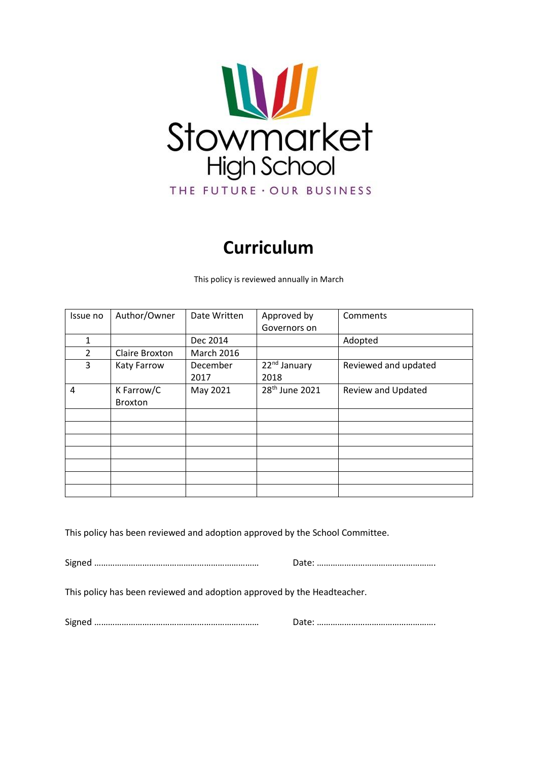Stowmarket High School

THE FUTURE · OUR BUSINESS

# Curriculum

This policy is reviewed annually in March

| Issue no | Author/Owner | Date Written | Approved by Governors on | Comments |
|---|---|---|---|---|
| 1 | | Dec 2014 | | Adopted |
| 2 | Claire Broxton | March 2016 | | |
| 3 | Katy Farrow | December 2017 | 22nd January 2018 | Reviewed and updated |
| 4 | K Farrow/C Broxton | May 2021 | 28th June 2021 | Review and Updated |
| | | | | |
| | | | | |
| | | | | |
| | | | | |
| | | | | |
| | | | | |
| | | | | |

This policy has been reviewed and adoption approved by the School Committee.

Signed ……………………………………………………………… Date: …………………………………………….

This policy has been reviewed and adoption approved by the Headteacher.

Signed ……………………………………………………………… Date: …………………………………………….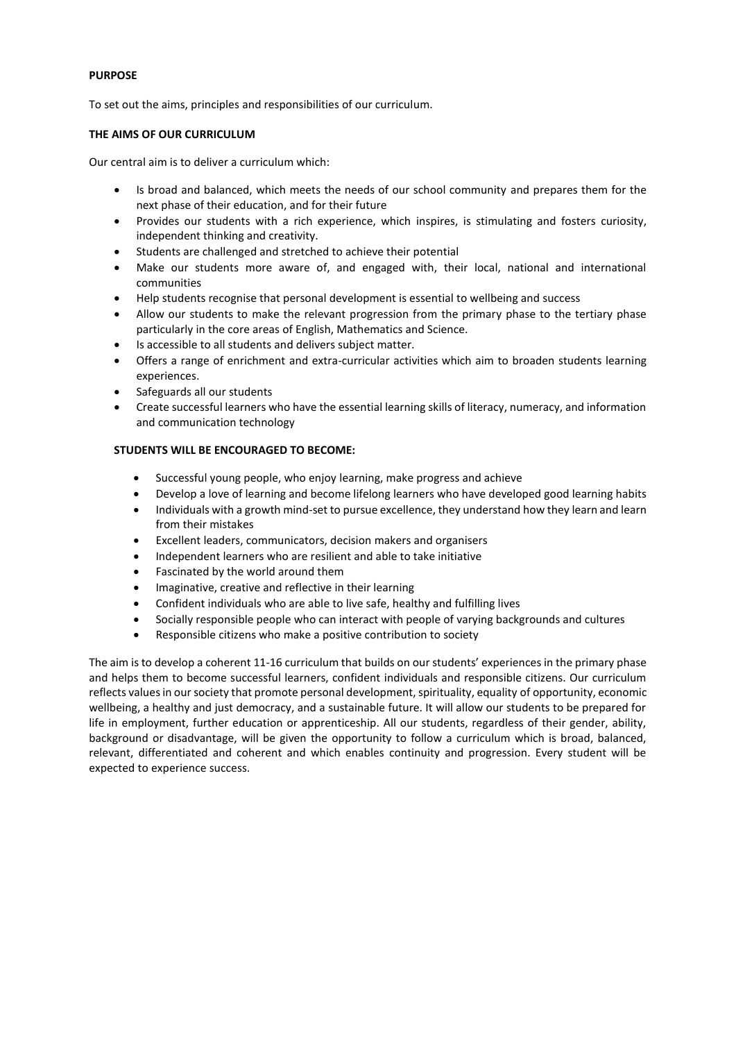**PURPOSE**

To set out the aims, principles and responsibilities of our curriculum.

**THE AIMS OF OUR CURRICULUM**

Our central aim is to deliver a curriculum which:

- Is broad and balanced, which meets the needs of our school community and prepares them for the next phase of their education, and for their future
- Provides our students with a rich experience, which inspires, is stimulating and fosters curiosity, independent thinking and creativity.
- Students are challenged and stretched to achieve their potential
- Make our students more aware of, and engaged with, their local, national and international communities
- Help students recognise that personal development is essential to wellbeing and success
- Allow our students to make the relevant progression from the primary phase to the tertiary phase particularly in the core areas of English, Mathematics and Science.
- Is accessible to all students and delivers subject matter.
- Offers a range of enrichment and extra-curricular activities which aim to broaden students learning experiences.
- Safeguards all our students
- Create successful learners who have the essential learning skills of literacy, numeracy, and information and communication technology

**STUDENTS WILL BE ENCOURAGED TO BECOME:**

- Successful young people, who enjoy learning, make progress and achieve
- Develop a love of learning and become lifelong learners who have developed good learning habits
- Individuals with a growth mind-set to pursue excellence, they understand how they learn and learn from their mistakes
- Excellent leaders, communicators, decision makers and organisers
- Independent learners who are resilient and able to take initiative
- Fascinated by the world around them
- Imaginative, creative and reflective in their learning
- Confident individuals who are able to live safe, healthy and fulfilling lives
- Socially responsible people who can interact with people of varying backgrounds and cultures
- Responsible citizens who make a positive contribution to society

The aim is to develop a coherent 11-16 curriculum that builds on our students' experiences in the primary phase and helps them to become successful learners, confident individuals and responsible citizens. Our curriculum reflects values in our society that promote personal development, spirituality, equality of opportunity, economic wellbeing, a healthy and just democracy, and a sustainable future. It will allow our students to be prepared for life in employment, further education or apprenticeship. All our students, regardless of their gender, ability, background or disadvantage, will be given the opportunity to follow a curriculum which is broad, balanced, relevant, differentiated and coherent and which enables continuity and progression. Every student will be expected to experience success.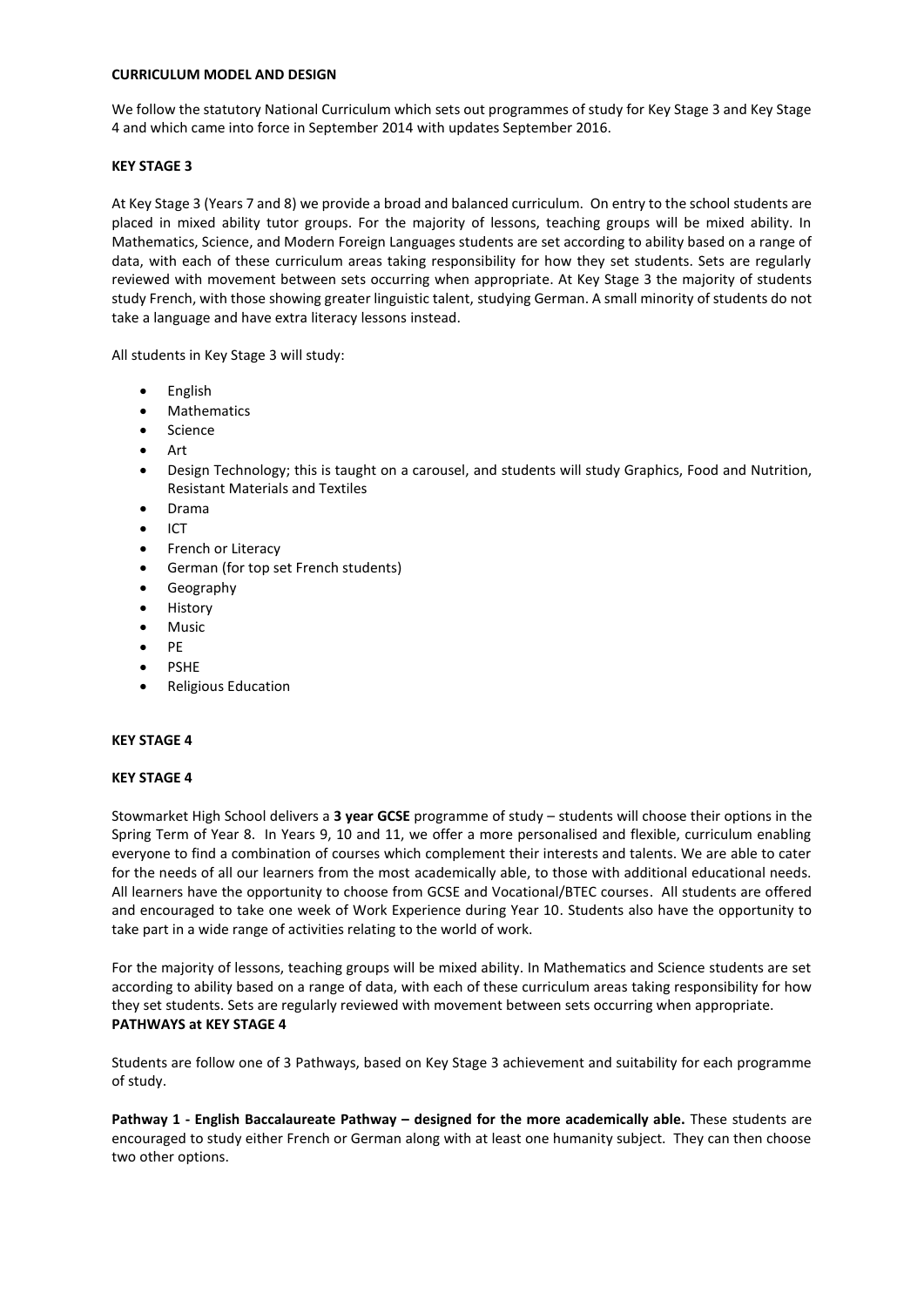**CURRICULUM MODEL AND DESIGN**

We follow the statutory National Curriculum which sets out programmes of study for Key Stage 3 and Key Stage 4 and which came into force in September 2014 with updates September 2016.

**KEY STAGE 3**

At Key Stage 3 (Years 7 and 8) we provide a broad and balanced curriculum. On entry to the school students are placed in mixed ability tutor groups. For the majority of lessons, teaching groups will be mixed ability. In Mathematics, Science, and Modern Foreign Languages students are set according to ability based on a range of data, with each of these curriculum areas taking responsibility for how they set students. Sets are regularly reviewed with movement between sets occurring when appropriate. At Key Stage 3 the majority of students study French, with those showing greater linguistic talent, studying German. A small minority of students do not take a language and have extra literacy lessons instead.

All students in Key Stage 3 will study:

- English
- Mathematics
- Science
- Art
- Design Technology; this is taught on a carousel, and students will study Graphics, Food and Nutrition, Resistant Materials and Textiles
- Drama
- ICT
- French or Literacy
- German (for top set French students)
- Geography
- History
- Music
- PE
- PSHE
- Religious Education

**KEY STAGE 4**

**KEY STAGE 4**

Stowmarket High School delivers a **3 year GCSE** programme of study – students will choose their options in the Spring Term of Year 8. In Years 9, 10 and 11, we offer a more personalised and flexible, curriculum enabling everyone to find a combination of courses which complement their interests and talents. We are able to cater for the needs of all our learners from the most academically able, to those with additional educational needs. All learners have the opportunity to choose from GCSE and Vocational/BTEC courses. All students are offered and encouraged to take one week of Work Experience during Year 10. Students also have the opportunity to take part in a wide range of activities relating to the world of work.

For the majority of lessons, teaching groups will be mixed ability. In Mathematics and Science students are set according to ability based on a range of data, with each of these curriculum areas taking responsibility for how they set students. Sets are regularly reviewed with movement between sets occurring when appropriate.

**PATHWAYS at KEY STAGE 4**

Students are follow one of 3 Pathways, based on Key Stage 3 achievement and suitability for each programme of study.

**Pathway 1 - English Baccalaureate Pathway – designed for the more academically able.** These students are encouraged to study either French or German along with at least one humanity subject. They can then choose two other options.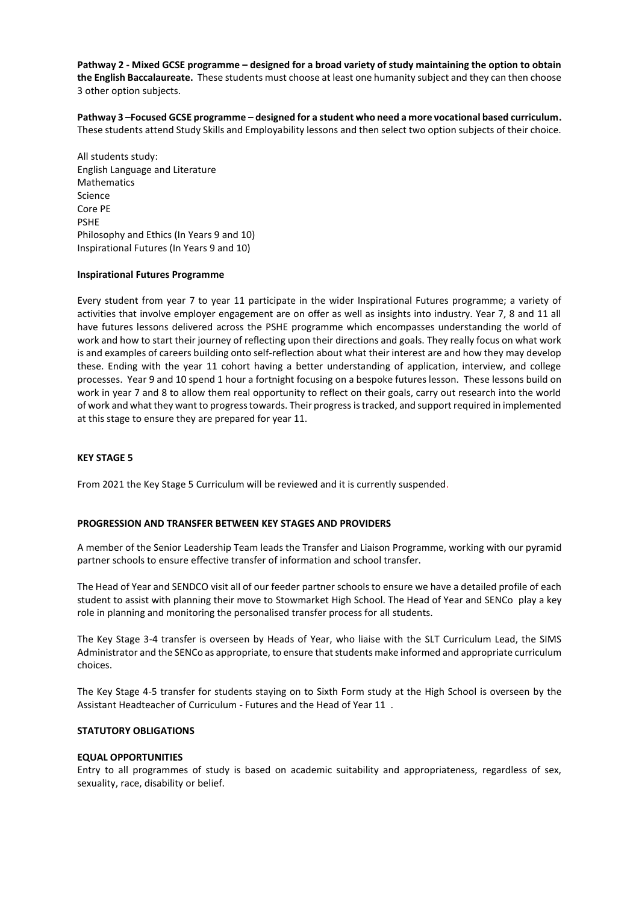**Pathway 2 - Mixed GCSE programme – designed for a broad variety of study maintaining the option to obtain the English Baccalaureate.** These students must choose at least one humanity subject and they can then choose 3 other option subjects.

**Pathway 3 –Focused GCSE programme – designed for a student who need a more vocational based curriculum.** These students attend Study Skills and Employability lessons and then select two option subjects of their choice.

All students study:
English Language and Literature
Mathematics
Science
Core PE
PSHE
Philosophy and Ethics (In Years 9 and 10)
Inspirational Futures (In Years 9 and 10)

**Inspirational Futures Programme**

Every student from year 7 to year 11 participate in the wider Inspirational Futures programme; a variety of activities that involve employer engagement are on offer as well as insights into industry. Year 7, 8 and 11 all have futures lessons delivered across the PSHE programme which encompasses understanding the world of work and how to start their journey of reflecting upon their directions and goals. They really focus on what work is and examples of careers building onto self-reflection about what their interest are and how they may develop these. Ending with the year 11 cohort having a better understanding of application, interview, and college processes. Year 9 and 10 spend 1 hour a fortnight focusing on a bespoke futures lesson. These lessons build on work in year 7 and 8 to allow them real opportunity to reflect on their goals, carry out research into the world of work and what they want to progress towards. Their progress is tracked, and support required in implemented at this stage to ensure they are prepared for year 11.

**KEY STAGE 5**

From 2021 the Key Stage 5 Curriculum will be reviewed and it is currently suspended.

**PROGRESSION AND TRANSFER BETWEEN KEY STAGES AND PROVIDERS**

A member of the Senior Leadership Team leads the Transfer and Liaison Programme, working with our pyramid partner schools to ensure effective transfer of information and school transfer.

The Head of Year and SENDCO visit all of our feeder partner schools to ensure we have a detailed profile of each student to assist with planning their move to Stowmarket High School. The Head of Year and SENCo play a key role in planning and monitoring the personalised transfer process for all students.

The Key Stage 3-4 transfer is overseen by Heads of Year, who liaise with the SLT Curriculum Lead, the SIMS Administrator and the SENCo as appropriate, to ensure that students make informed and appropriate curriculum choices.

The Key Stage 4-5 transfer for students staying on to Sixth Form study at the High School is overseen by the Assistant Headteacher of Curriculum - Futures and the Head of Year 11 .

**STATUTORY OBLIGATIONS**

**EQUAL OPPORTUNITIES**

Entry to all programmes of study is based on academic suitability and appropriateness, regardless of sex, sexuality, race, disability or belief.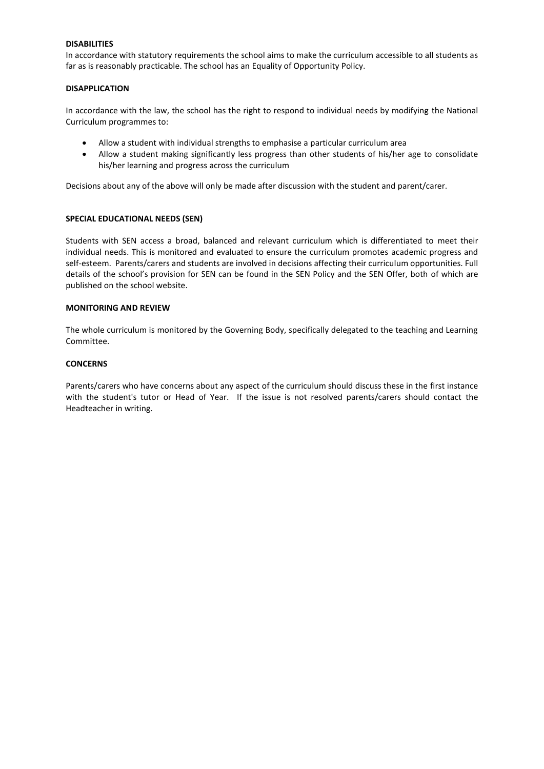**DISABILITIES**

In accordance with statutory requirements the school aims to make the curriculum accessible to all students as far as is reasonably practicable. The school has an Equality of Opportunity Policy.

**DISAPPLICATION**

In accordance with the law, the school has the right to respond to individual needs by modifying the National Curriculum programmes to:

- Allow a student with individual strengths to emphasise a particular curriculum area
- Allow a student making significantly less progress than other students of his/her age to consolidate his/her learning and progress across the curriculum

Decisions about any of the above will only be made after discussion with the student and parent/carer.

**SPECIAL EDUCATIONAL NEEDS (SEN)**

Students with SEN access a broad, balanced and relevant curriculum which is differentiated to meet their individual needs. This is monitored and evaluated to ensure the curriculum promotes academic progress and self-esteem. Parents/carers and students are involved in decisions affecting their curriculum opportunities. Full details of the school's provision for SEN can be found in the SEN Policy and the SEN Offer, both of which are published on the school website.

**MONITORING AND REVIEW**

The whole curriculum is monitored by the Governing Body, specifically delegated to the teaching and Learning Committee.

**CONCERNS**

Parents/carers who have concerns about any aspect of the curriculum should discuss these in the first instance with the student's tutor or Head of Year. If the issue is not resolved parents/carers should contact the Headteacher in writing.